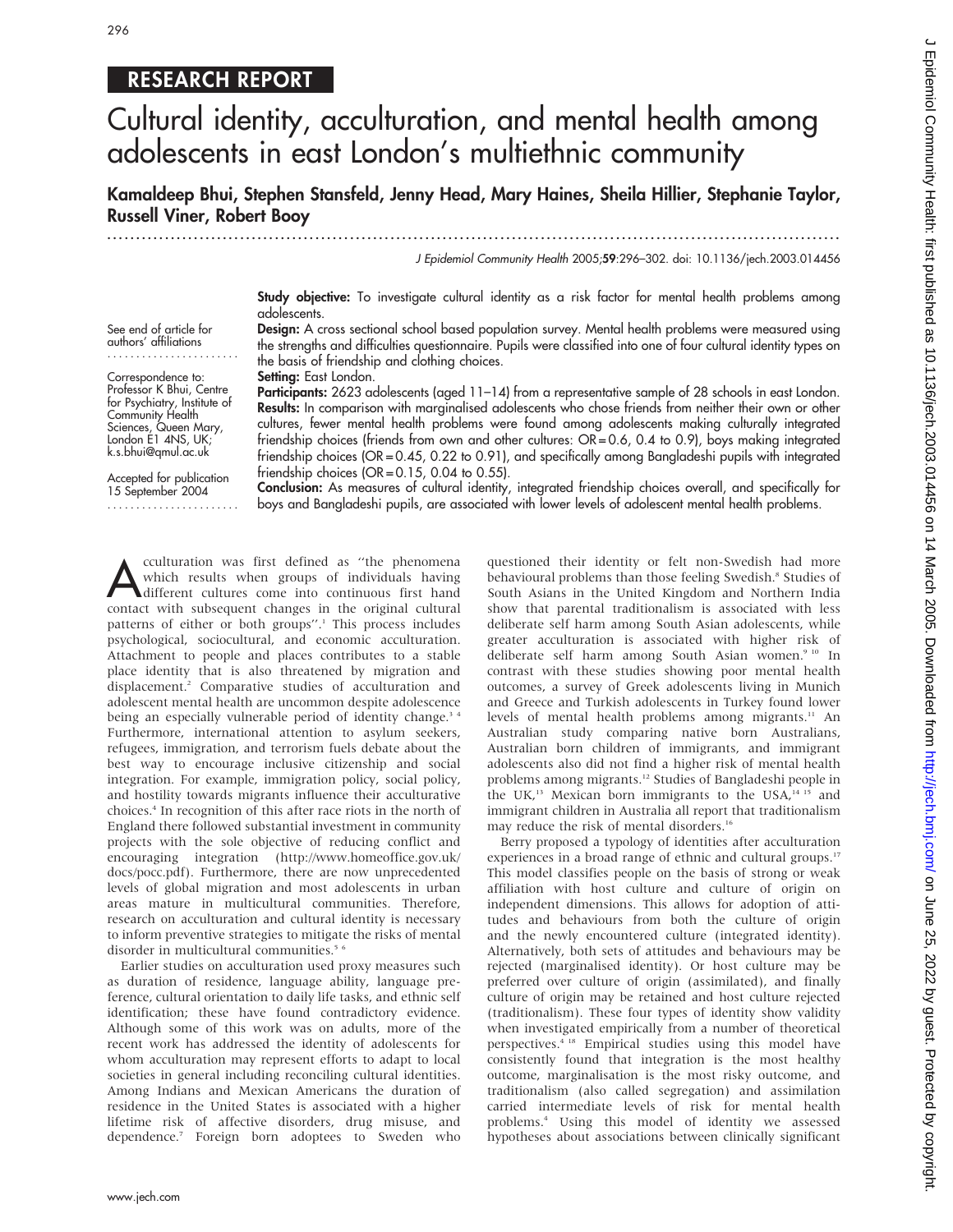## RESEARCH REPORT

# Cultural identity, acculturation, and mental health among adolescents in east London's multiethnic community

**Kamaldeep Bhui, Stephen Stansfeld, Jenny Head, Mary Haines, Sheila Hillier, Stephanie Taylor, Russell Viner, Robert Booy**

*J Epidemiol Community Health* 2005;**59**:296–302. doi: 10.1136/jech.2003.014456

See end of article for authors' affiliations

Correspondence to: Professor K Bhui, Centre for Psychiatry, Institute of Community Health Sciences, Queen Mary, London E1 4NS, UK; k.s.bhui@qmul.ac.uk

Accepted for publication 15 September 2004

**Study objective:** To investigate cultural identity as a risk factor for mental health problems among adolescents.

**Design:** A cross sectional school based population survey. Mental health problems were measured using the strengths and difficulties questionnaire. Pupils were classified into one of four cultural identity types on the basis of friendship and clothing choices.

**Setting:** East London.

**Participants:** 2623 adolescents (aged 11–14) from a representative sample of 28 schools in east London.

**Results:** In comparison with marginalised adolescents who chose friends from neither their own or other cultures, fewer mental health problems were found among adolescents making culturally integrated friendship choices (friends from own and other cultures: OR = 0.6, 0.4 to 0.9), boys making integrated friendship choices (OR = 0.45, 0.22 to 0.91), and specifically among Bangladeshi pupils with integrated friendship choices (OR = 0.15, 0.04 to 0.55).

**Conclusion:** As measures of cultural identity, integrated friendship choices overall, and specifically for boys and Bangladeshi pupils, are associated with lower levels of adolescent mental health problems.

Acculturation was first defined as "the phenomena which results when groups of individuals having different cultures come into continuous first hand contact with subsequent changes in the original cultural patterns of either or both groups".[1] This process includes psychological, sociocultural, and economic acculturation. Attachment to people and places contributes to a stable place identity that is also threatened by migration and displacement.[2] Comparative studies of acculturation and adolescent mental health are uncommon despite adolescence being an especially vulnerable period of identity change.[3 4] Furthermore, international attention to asylum seekers, refugees, immigration, and terrorism fuels debate about the best way to encourage inclusive citizenship and social integration. For example, immigration policy, social policy, and hostility towards migrants influence their acculturative choices.[4] In recognition of this after race riots in the north of England there followed substantial investment in community projects with the sole objective of reducing conflict and encouraging integration (http://www.homeoffice.gov.uk/docs/pocc.pdf). Furthermore, there are now unprecedented levels of global migration and most adolescents in urban areas mature in multicultural communities. Therefore, research on acculturation and cultural identity is necessary to inform preventive strategies to mitigate the risks of mental disorder in multicultural communities.[5 6]

Earlier studies on acculturation used proxy measures such as duration of residence, language ability, language preference, cultural orientation to daily life tasks, and ethnic self identification; these have found contradictory evidence. Although some of this work was on adults, more of the recent work has addressed the identity of adolescents for whom acculturation may represent efforts to adapt to local societies in general including reconciling cultural identities. Among Indians and Mexican Americans the duration of residence in the United States is associated with a higher lifetime risk of affective disorders, drug misuse, and dependence.[7] Foreign born adoptees to Sweden who questioned their identity or felt non-Swedish had more behavioural problems than those feeling Swedish.[8] Studies of South Asians in the United Kingdom and Northern India show that parental traditionalism is associated with less deliberate self harm among South Asian adolescents, while greater acculturation is associated with higher risk of deliberate self harm among South Asian women.[9 10] In contrast with these studies showing poor mental health outcomes, a survey of Greek adolescents living in Munich and Greece and Turkish adolescents in Turkey found lower levels of mental health problems among migrants.[11] An Australian study comparing native born Australians, Australian born children of immigrants, and immigrant adolescents also did not find a higher risk of mental health problems among migrants.[12] Studies of Bangladeshi people in the UK,[13] Mexican born immigrants to the USA,[14 15] and immigrant children in Australia all report that traditionalism may reduce the risk of mental disorders.[16]

Berry proposed a typology of identities after acculturation experiences in a broad range of ethnic and cultural groups.[17] This model classifies people on the basis of strong or weak affiliation with host culture and culture of origin on independent dimensions. This allows for adoption of attitudes and behaviours from both the culture of origin and the newly encountered culture (integrated identity). Alternatively, both sets of attitudes and behaviours may be rejected (marginalised identity). Or host culture may be preferred over culture of origin (assimilated), and finally culture of origin may be retained and host culture rejected (traditionalism). These four types of identity show validity when investigated empirically from a number of theoretical perspectives.[4 18] Empirical studies using this model have consistently found that integration is the most healthy outcome, marginalisation is the most risky outcome, and traditionalism (also called segregation) and assimilation carried intermediate levels of risk for mental health problems.[4] Using this model of identity we assessed hypotheses about associations between clinically significant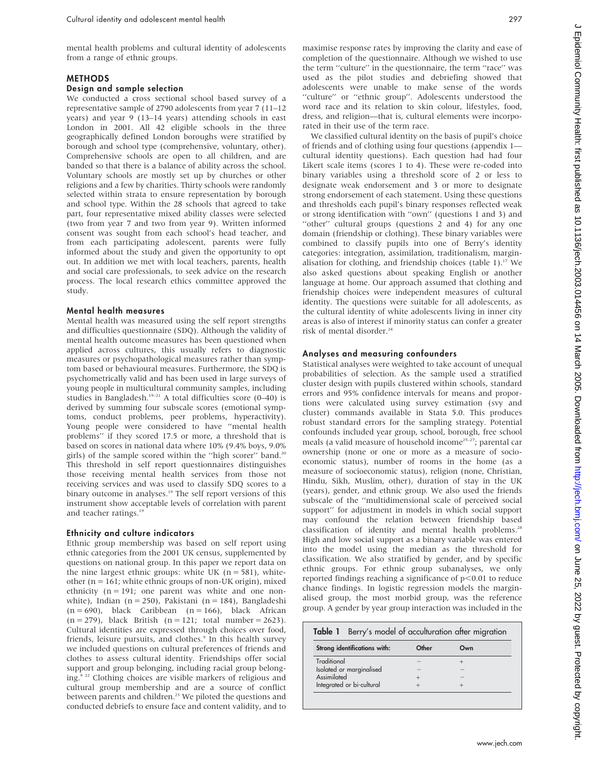mental health problems and cultural identity of adolescents from a range of ethnic groups.

## METHODS

### Design and sample selection

We conducted a cross sectional school based survey of a representative sample of 2790 adolescents from year 7 (11–12 years) and year 9 (13–14 years) attending schools in east London in 2001. All 42 eligible schools in the three geographically defined London boroughs were stratified by borough and school type (comprehensive, voluntary, other). Comprehensive schools are open to all children, and are banded so that there is a balance of ability across the school. Voluntary schools are mostly set up by churches or other religions and a few by charities. Thirty schools were randomly selected within strata to ensure representation by borough and school type. Within the 28 schools that agreed to take part, four representative mixed ability classes were selected (two from year 7 and two from year 9). Written informed consent was sought from each school's head teacher, and from each participating adolescent, parents were fully informed about the study and given the opportunity to opt out. In addition we met with local teachers, parents, health and social care professionals, to seek advice on the research process. The local research ethics committee approved the study.

### Mental health measures

Mental health was measured using the self report strengths and difficulties questionnaire (SDQ). Although the validity of mental health outcome measures has been questioned when applied across cultures, this usually refers to diagnostic measures or psychopathological measures rather than symptom based or behavioural measures. Furthermore, the SDQ is psychometrically valid and has been used in large surveys of young people in multicultural community samples, including studies in Bangladesh.[19–21] A total difficulties score (0–40) is derived by summing four subscale scores (emotional symptoms, conduct problems, peer problems, hyperactivity). Young people were considered to have "mental health problems" if they scored 17.5 or more, a threshold that is based on scores in national data where 10% (9.4% boys, 9.0% girls) of the sample scored within the "high scorer" band.[20] This threshold in self report questionnaires distinguishes those receiving mental health services from those not receiving services and was used to classify SDQ scores to a binary outcome in analyses.[19] The self report versions of this instrument show acceptable levels of correlation with parent and teacher ratings.[19]

### Ethnicity and culture indicators

Ethnic group membership was based on self report using ethnic categories from the 2001 UK census, supplemented by questions on national group. In this paper we report data on the nine largest ethnic groups: white UK (n = 581), white-other (n = 161; white ethnic groups of non-UK origin), mixed ethnicity (n = 191; one parent was white and one non-white), Indian (n = 250), Pakistani (n = 184), Bangladeshi (n = 690), black Caribbean (n = 166), black African (n = 279), black British (n = 121; total number = 2623). Cultural identities are expressed through choices over food, friends, leisure pursuits, and clothes.[9] In this health survey we included questions on cultural preferences of friends and clothes to assess cultural identity. Friendships offer social support and group belonging, including racial group belonging.[9,22] Clothing choices are visible markers of religious and cultural group membership and are a source of conflict between parents and children.[23] We piloted the questions and conducted debriefs to ensure face and content validity, and to maximise response rates by improving the clarity and ease of completion of the questionnaire. Although we wished to use the term "culture" in the questionnaire, the term "race" was used as the pilot studies and debriefing showed that adolescents were unable to make sense of the words "culture" or "ethnic group". Adolescents understood the word race and its relation to skin colour, lifestyles, food, dress, and religion—that is, cultural elements were incorporated in their use of the term race.

We classified cultural identity on the basis of pupil's choice of friends and of clothing using four questions (appendix 1—cultural identity questions). Each question had had four Likert scale items (scores 1 to 4). These were re-coded into binary variables using a threshold score of 2 or less to designate weak endorsement and 3 or more to designate strong endorsement of each statement. Using these questions and thresholds each pupil's binary responses reflected weak or strong identification with "own" (questions 1 and 3) and "other" cultural groups (questions 2 and 4) for any one domain (friendship or clothing). These binary variables were combined to classify pupils into one of Berry's identity categories: integration, assimilation, traditionalism, marginalisation for clothing, and friendship choices (table 1).[17] We also asked questions about speaking English or another language at home. Our approach assumed that clothing and friendship choices were independent measures of cultural identity. The questions were suitable for all adolescents, as the cultural identity of white adolescents living in inner city areas is also of interest if minority status can confer a greater risk of mental disorder.[24]

### Analyses and measuring confounders

Statistical analyses were weighted to take account of unequal probabilities of selection. As the sample used a stratified cluster design with pupils clustered within schools, standard errors and 95% confidence intervals for means and proportions were calculated using survey estimation (svy and cluster) commands available in Stata 5.0. This produces robust standard errors for the sampling strategy. Potential confounds included year group, school, borough, free school meals (a valid measure of household income[25–27]; parental car ownership (none or one or more as a measure of socioeconomic status), number of rooms in the home (as a measure of socioeconomic status), religion (none, Christian, Hindu, Sikh, Muslim, other), duration of stay in the UK (years), gender, and ethnic group. We also used the friends subscale of the "multidimensional scale of perceived social support" for adjustment in models in which social support may confound the relation between friendship based classification of identity and mental health problems.[28] High and low social support as a binary variable was entered into the model using the median as the threshold for classification. We also stratified by gender, and by specific ethnic groups. For ethnic group subanalyses, we only reported findings reaching a significance of $p<0.01$ to reduce chance findings. In logistic regression models the marginalised group, the most morbid group, was the reference group. A gender by year group interaction was included in the

**Table 1** Berry's model of acculturation after migration

| Strong identifications with: | Other | Own |
|---|---|---|
| Traditional | − | + |
| Isolated or marginalised | − | − |
| Assimilated | + | − |
| Integrated or bi-cultural | + | + |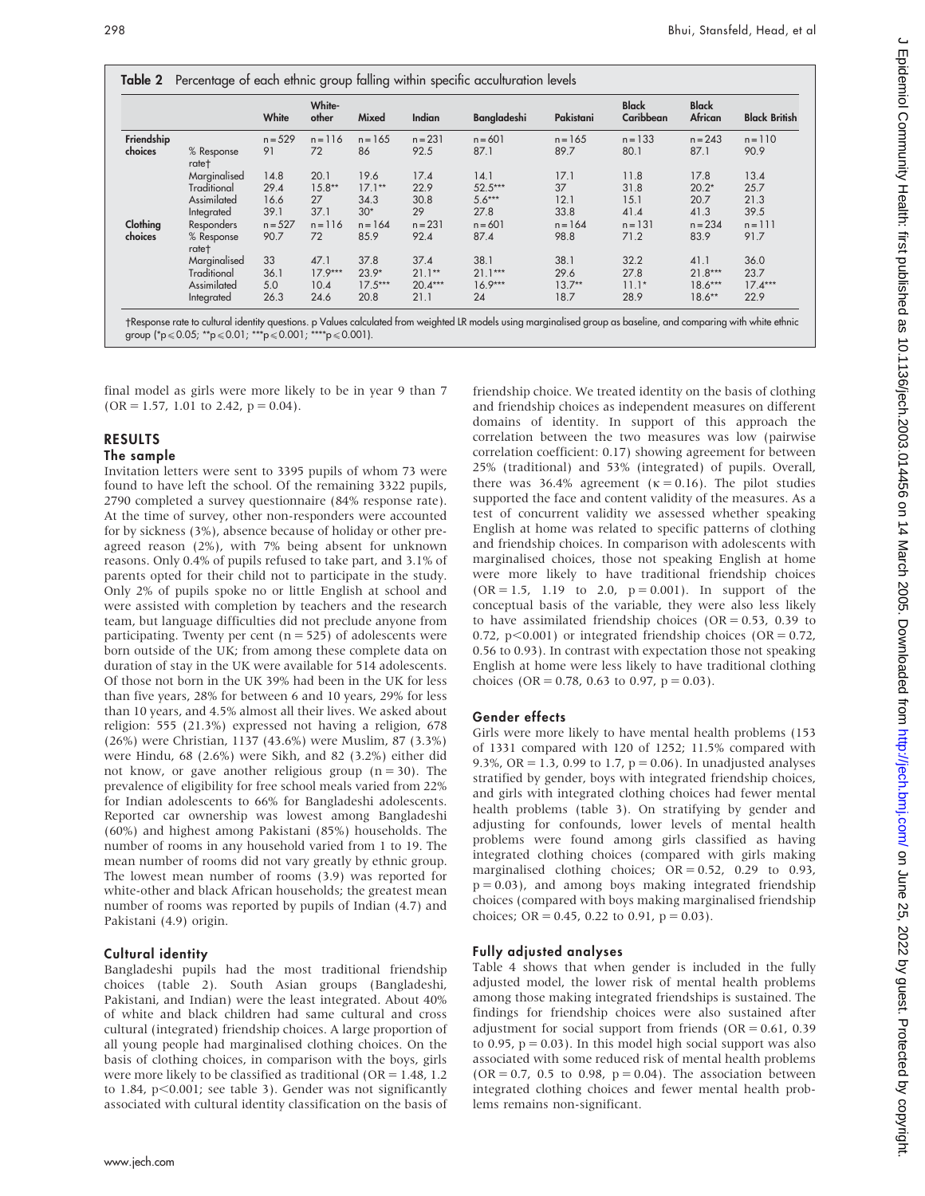**Table 2** Percentage of each ethnic group falling within specific acculturation levels

| | | White | White-other | Mixed | Indian | Bangladeshi | Pakistani | Black Caribbean | Black African | Black British |
|---|---|---|---|---|---|---|---|---|---|---|
| Friendship choices | | n = 529 | n = 116 | n = 165 | n = 231 | n = 601 | n = 165 | n = 133 | n = 243 | n = 110 |
| | % Response rate† | 91 | 72 | 86 | 92.5 | 87.1 | 89.7 | 80.1 | 87.1 | 90.9 |
| | Marginalised | 14.8 | 20.1 | 19.6 | 17.4 | 14.1 | 17.1 | 11.8 | 17.8 | 13.4 |
| | Traditional | 29.4 | 15.8** | 17.1** | 22.9 | 52.5*** | 37 | 31.8 | 20.2* | 25.7 |
| | Assimilated | 16.6 | 27 | 34.3 | 30.8 | 5.6*** | 12.1 | 15.1 | 20.7 | 21.3 |
| | Integrated | 39.1 | 37.1 | 30* | 29 | 27.8 | 33.8 | 41.4 | 41.3 | 39.5 |
| Clothing choices | Responders | n = 527 | n = 116 | n = 164 | n = 231 | n = 601 | n = 164 | n = 131 | n = 234 | n = 111 |
| | % Response rate† | 90.7 | 72 | 85.9 | 92.4 | 87.4 | 98.8 | 71.2 | 83.9 | 91.7 |
| | Marginalised | 33 | 47.1 | 37.8 | 37.4 | 38.1 | 38.1 | 32.2 | 41.1 | 36.0 |
| | Traditional | 36.1 | 17.9*** | 23.9* | 21.1** | 21.1*** | 29.6 | 27.8 | 21.8*** | 23.7 |
| | Assimilated | 5.0 | 10.4 | 17.5*** | 20.4*** | 16.9*** | 13.7** | 11.1* | 18.6*** | 17.4*** |
| | Integrated | 26.3 | 24.6 | 20.8 | 21.1 | 24 | 18.7 | 28.9 | 18.6** | 22.9 |

†Response rate to cultural identity questions. p Values calculated from weighted LR models using marginalised group as baseline, and comparing with white ethnic group (*p⩽0.05; **p⩽0.01; ***p⩽0.001; ****p⩽0.001).

final model as girls were more likely to be in year 9 than 7 (OR = 1.57, 1.01 to 2.42, p = 0.04).

## RESULTS

### The sample

Invitation letters were sent to 3395 pupils of whom 73 were found to have left the school. Of the remaining 3322 pupils, 2790 completed a survey questionnaire (84% response rate). At the time of survey, other non-responders were accounted for by sickness (3%), absence because of holiday or other pre-agreed reason (2%), with 7% being absent for unknown reasons. Only 0.4% of pupils refused to take part, and 3.1% of parents opted for their child not to participate in the study. Only 2% of pupils spoke no or little English at school and were assisted with completion by teachers and the research team, but language difficulties did not preclude anyone from participating. Twenty per cent (n = 525) of adolescents were born outside of the UK; from among these complete data on duration of stay in the UK were available for 514 adolescents. Of those not born in the UK 39% had been in the UK for less than five years, 28% for between 6 and 10 years, 29% for less than 10 years, and 4.5% almost all their lives. We asked about religion: 555 (21.3%) expressed not having a religion, 678 (26%) were Christian, 1137 (43.6%) were Muslim, 87 (3.3%) were Hindu, 68 (2.6%) were Sikh, and 82 (3.2%) either did not know, or gave another religious group (n = 30). The prevalence of eligibility for free school meals varied from 22% for Indian adolescents to 66% for Bangladeshi adolescents. Reported car ownership was lowest among Bangladeshi (60%) and highest among Pakistani (85%) households. The number of rooms in any household varied from 1 to 19. The mean number of rooms did not vary greatly by ethnic group. The lowest mean number of rooms (3.9) was reported for white-other and black African households; the greatest mean number of rooms was reported by pupils of Indian (4.7) and Pakistani (4.9) origin.

### Cultural identity

Bangladeshi pupils had the most traditional friendship choices (table 2). South Asian groups (Bangladeshi, Pakistani, and Indian) were the least integrated. About 40% of white and black children had same cultural and cross cultural (integrated) friendship choices. A large proportion of all young people had marginalised clothing choices. On the basis of clothing choices, in comparison with the boys, girls were more likely to be classified as traditional (OR = 1.48, 1.2 to 1.84, p<0.001; see table 3). Gender was not significantly associated with cultural identity classification on the basis of friendship choice. We treated identity on the basis of clothing and friendship choices as independent measures on different domains of identity. In support of this approach the correlation between the two measures was low (pairwise correlation coefficient: 0.17) showing agreement for between 25% (traditional) and 53% (integrated) of pupils. Overall, there was 36.4% agreement (κ = 0.16). The pilot studies supported the face and content validity of the measures. As a test of concurrent validity we assessed whether speaking English at home was related to specific patterns of clothing and friendship choices. In comparison with adolescents with marginalised choices, those not speaking English at home were more likely to have traditional friendship choices (OR = 1.5, 1.19 to 2.0, p = 0.001). In support of the conceptual basis of the variable, they were also less likely to have assimilated friendship choices (OR = 0.53, 0.39 to 0.72, p<0.001) or integrated friendship choices (OR = 0.72, 0.56 to 0.93). In contrast with expectation those not speaking English at home were less likely to have traditional clothing choices (OR = 0.78, 0.63 to 0.97, p = 0.03).

### Gender effects

Girls were more likely to have mental health problems (153 of 1331 compared with 120 of 1252; 11.5% compared with 9.3%, OR = 1.3, 0.99 to 1.7, p = 0.06). In unadjusted analyses stratified by gender, boys with integrated friendship choices, and girls with integrated clothing choices had fewer mental health problems (table 3). On stratifying by gender and adjusting for confounds, lower levels of mental health problems were found among girls classified as having integrated clothing choices (compared with girls making marginalised clothing choices; OR = 0.52, 0.29 to 0.93, p = 0.03), and among boys making integrated friendship choices (compared with boys making marginalised friendship choices; OR = 0.45, 0.22 to 0.91, p = 0.03).

### Fully adjusted analyses

Table 4 shows that when gender is included in the fully adjusted model, the lower risk of mental health problems among those making integrated friendships is sustained. The findings for friendship choices were also sustained after adjustment for social support from friends (OR = 0.61, 0.39 to 0.95, p = 0.03). In this model high social support was also associated with some reduced risk of mental health problems (OR = 0.7, 0.5 to 0.98, p = 0.04). The association between integrated clothing choices and fewer mental health problems remains non-significant.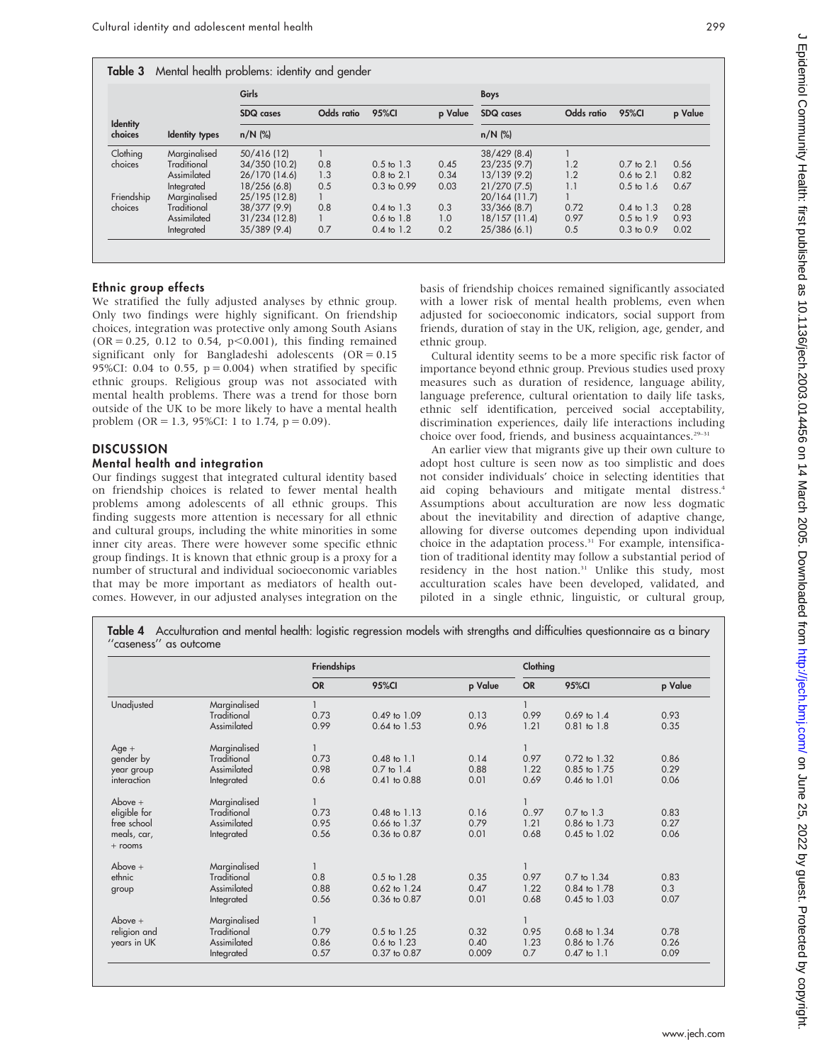**Table 3** Mental health problems: identity and gender

| Identity choices | Identity types | Girls | | | | Boys | | | |
|---|---|---|---|---|---|---|---|---|---|
| | | SDQ cases n/N (%) | Odds ratio | 95%CI | p Value | SDQ cases n/N (%) | Odds ratio | 95%CI | p Value |
| Clothing choices | Marginalised | 50/416 (12) | 1 | | | 38/429 (8.4) | 1 | | |
| | Traditional | 34/350 (10.2) | 0.8 | 0.5 to 1.3 | 0.45 | 23/235 (9.7) | 1.2 | 0.7 to 2.1 | 0.56 |
| | Assimilated | 26/170 (14.6) | 1.3 | 0.8 to 2.1 | 0.34 | 13/139 (9.2) | 1.2 | 0.6 to 2.1 | 0.82 |
| | Integrated | 18/256 (6.8) | 0.5 | 0.3 to 0.99 | 0.03 | 21/270 (7.5) | 1.1 | 0.5 to 1.6 | 0.67 |
| Friendship choices | Marginalised | 25/195 (12.8) | 1 | | | 20/164 (11.7) | 1 | | |
| | Traditional | 38/377 (9.9) | 0.8 | 0.4 to 1.3 | 0.3 | 33/366 (8.7) | 0.72 | 0.4 to 1.3 | 0.28 |
| | Assimilated | 31/234 (12.8) | 1 | 0.6 to 1.8 | 1.0 | 18/157 (11.4) | 0.97 | 0.5 to 1.9 | 0.93 |
| | Integrated | 35/389 (9.4) | 0.7 | 0.4 to 1.2 | 0.2 | 25/386 (6.1) | 0.5 | 0.3 to 0.9 | 0.02 |

### Ethnic group effects

We stratified the fully adjusted analyses by ethnic group. Only two findings were highly significant. On friendship choices, integration was protective only among South Asians (OR = 0.25, 0.12 to 0.54, $p<0.001$), this finding remained significant only for Bangladeshi adolescents (OR = 0.15 95%CI: 0.04 to 0.55, p = 0.004) when stratified by specific ethnic groups. Religious group was not associated with mental health problems. There was a trend for those born outside of the UK to be more likely to have a mental health problem (OR = 1.3, 95%CI: 1 to 1.74, p = 0.09).

## DISCUSSION

### Mental health and integration

Our findings suggest that integrated cultural identity based on friendship choices is related to fewer mental health problems among adolescents of all ethnic groups. This finding suggests more attention is necessary for all ethnic and cultural groups, including the white minorities in some inner city areas. There were however some specific ethnic group findings. It is known that ethnic group is a proxy for a number of structural and individual socioeconomic variables that may be more important as mediators of health outcomes. However, in our adjusted analyses integration on the basis of friendship choices remained significantly associated with a lower risk of mental health problems, even when adjusted for socioeconomic indicators, social support from friends, duration of stay in the UK, religion, age, gender, and ethnic group.

Cultural identity seems to be a more specific risk factor of importance beyond ethnic group. Previous studies used proxy measures such as duration of residence, language ability, language preference, cultural orientation to daily life tasks, ethnic self identification, perceived social acceptability, discrimination experiences, daily life interactions including choice over food, friends, and business acquaintances.[29–31]

An earlier view that migrants give up their own culture to adopt host culture is seen now as too simplistic and does not consider individuals' choice in selecting identities that aid coping behaviours and mitigate mental distress.[4] Assumptions about acculturation are now less dogmatic about the inevitability and direction of adaptive change, allowing for diverse outcomes depending upon individual choice in the adaptation process.[31] For example, intensification of traditional identity may follow a substantial period of residency in the host nation.[31] Unlike this study, most acculturation scales have been developed, validated, and piloted in a single ethnic, linguistic, or cultural group,

**Table 4** Acculturation and mental health: logistic regression models with strengths and difficulties questionnaire as a binary "caseness" as outcome

| | | Friendships | | | Clothing | | |
|---|---|---|---|---|---|---|---|
| | | OR | 95%CI | p Value | OR | 95%CI | p Value |
| Unadjusted | Marginalised | 1 | | | 1 | | |
| | Traditional | 0.73 | 0.49 to 1.09 | 0.13 | 0.99 | 0.69 to 1.4 | 0.93 |
| | Assimilated | 0.99 | 0.64 to 1.53 | 0.96 | 1.21 | 0.81 to 1.8 | 0.35 |
| Age + gender by year group interaction | Marginalised | 1 | | | 1 | | |
| | Traditional | 0.73 | 0.48 to 1.1 | 0.14 | 0.97 | 0.72 to 1.32 | 0.86 |
| | Assimilated | 0.98 | 0.7 to 1.4 | 0.88 | 1.22 | 0.85 to 1.75 | 0.29 |
| | Integrated | 0.6 | 0.41 to 0.88 | 0.01 | 0.69 | 0.46 to 1.01 | 0.06 |
| Above + eligible for free school meals, car, + rooms | Marginalised | 1 | | | 1 | | |
| | Traditional | 0.73 | 0.48 to 1.13 | 0.16 | 0..97 | 0.7 to 1.3 | 0.83 |
| | Assimilated | 0.95 | 0.66 to 1.37 | 0.79 | 1.21 | 0.86 to 1.73 | 0.27 |
| | Integrated | 0.56 | 0.36 to 0.87 | 0.01 | 0.68 | 0.45 to 1.02 | 0.06 |
| Above + ethnic group | Marginalised | 1 | | | 1 | | |
| | Traditional | 0.8 | 0.5 to 1.28 | 0.35 | 0.97 | 0.7 to 1.34 | 0.83 |
| | Assimilated | 0.88 | 0.62 to 1.24 | 0.47 | 1.22 | 0.84 to 1.78 | 0.3 |
| | Integrated | 0.56 | 0.36 to 0.87 | 0.01 | 0.68 | 0.45 to 1.03 | 0.07 |
| Above + religion and years in UK | Marginalised | 1 | | | 1 | | |
| | Traditional | 0.79 | 0.5 to 1.25 | 0.32 | 0.95 | 0.68 to 1.34 | 0.78 |
| | Assimilated | 0.86 | 0.6 to 1.23 | 0.40 | 1.23 | 0.86 to 1.76 | 0.26 |
| | Integrated | 0.57 | 0.37 to 0.87 | 0.009 | 0.7 | 0.47 to 1.1 | 0.09 |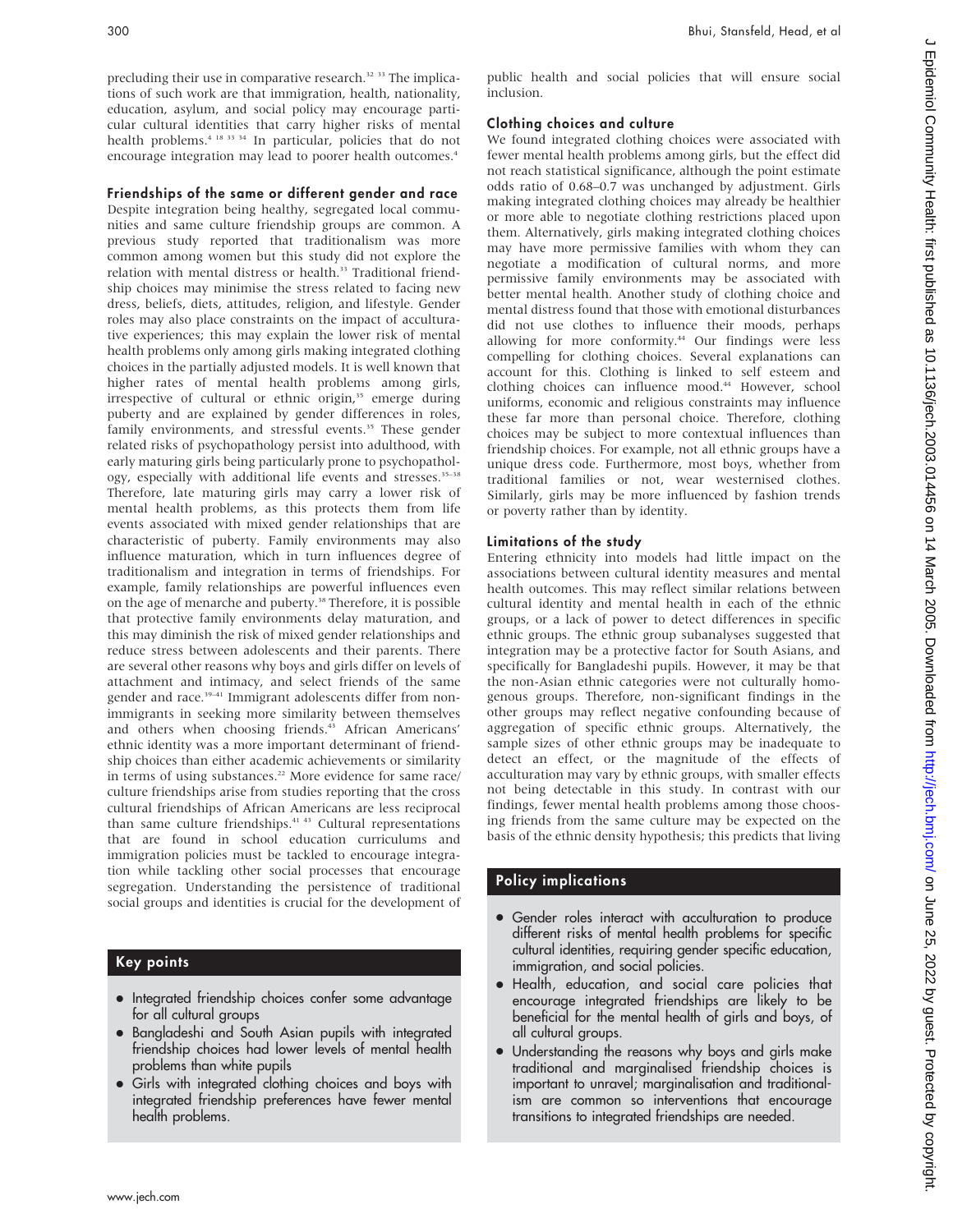precluding their use in comparative research.[32 33] The implications of such work are that immigration, health, nationality, education, asylum, and social policy may encourage particular cultural identities that carry higher risks of mental health problems.[4 18 33 34] In particular, policies that do not encourage integration may lead to poorer health outcomes.[4]

### Friendships of the same or different gender and race

Despite integration being healthy, segregated local communities and same culture friendship groups are common. A previous study reported that traditionalism was more common among women but this study did not explore the relation with mental distress or health.[33] Traditional friendship choices may minimise the stress related to facing new dress, beliefs, diets, attitudes, religion, and lifestyle. Gender roles may also place constraints on the impact of acculturative experiences; this may explain the lower risk of mental health problems only among girls making integrated clothing choices in the partially adjusted models. It is well known that higher rates of mental health problems among girls, irrespective of cultural or ethnic origin,[35] emerge during puberty and are explained by gender differences in roles, family environments, and stressful events.[35] These gender related risks of psychopathology persist into adulthood, with early maturing girls being particularly prone to psychopathology, especially with additional life events and stresses.[35–38] Therefore, late maturing girls may carry a lower risk of mental health problems, as this protects them from life events associated with mixed gender relationships that are characteristic of puberty. Family environments may also influence maturation, which in turn influences degree of traditionalism and integration in terms of friendships. For example, family relationships are powerful influences even on the age of menarche and puberty.[38] Therefore, it is possible that protective family environments delay maturation, and this may diminish the risk of mixed gender relationships and reduce stress between adolescents and their parents. There are several other reasons why boys and girls differ on levels of attachment and intimacy, and select friends of the same gender and race.[39–41] Immigrant adolescents differ from nonimmigrants in seeking more similarity between themselves and others when choosing friends.[43] African Americans' ethnic identity was a more important determinant of friendship choices than either academic achievements or similarity in terms of using substances.[22] More evidence for same race/culture friendships arise from studies reporting that the cross cultural friendships of African Americans are less reciprocal than same culture friendships.[41 43] Cultural representations that are found in school education curriculums and immigration policies must be tackled to encourage integration while tackling other social processes that encourage segregation. Understanding the persistence of traditional social groups and identities is crucial for the development of public health and social policies that will ensure social inclusion.

### Clothing choices and culture

We found integrated clothing choices were associated with fewer mental health problems among girls, but the effect did not reach statistical significance, although the point estimate odds ratio of 0.68–0.7 was unchanged by adjustment. Girls making integrated clothing choices may already be healthier or more able to negotiate clothing restrictions placed upon them. Alternatively, girls making integrated clothing choices may have more permissive families with whom they can negotiate a modification of cultural norms, and more permissive family environments may be associated with better mental health. Another study of clothing choice and mental distress found that those with emotional disturbances did not use clothes to influence their moods, perhaps allowing for more conformity.[44] Our findings were less compelling for clothing choices. Several explanations can account for this. Clothing is linked to self esteem and clothing choices can influence mood.[44] However, school uniforms, economic and religious constraints may influence these far more than personal choice. Therefore, clothing choices may be subject to more contextual influences than friendship choices. For example, not all ethnic groups have a unique dress code. Furthermore, most boys, whether from traditional families or not, wear westernised clothes. Similarly, girls may be more influenced by fashion trends or poverty rather than by identity.

### Limitations of the study

Entering ethnicity into models had little impact on the associations between cultural identity measures and mental health outcomes. This may reflect similar relations between cultural identity and mental health in each of the ethnic groups, or a lack of power to detect differences in specific ethnic groups. The ethnic group subanalyses suggested that integration may be a protective factor for South Asians, and specifically for Bangladeshi pupils. However, it may be that the non-Asian ethnic categories were not culturally homogenous groups. Therefore, non-significant findings in the other groups may reflect negative confounding because of aggregation of specific ethnic groups. Alternatively, the sample sizes of other ethnic groups may be inadequate to detect an effect, or the magnitude of the effects of acculturation may vary by ethnic groups, with smaller effects not being detectable in this study. In contrast with our findings, fewer mental health problems among those choosing friends from the same culture may be expected on the basis of the ethnic density hypothesis; this predicts that living

### Key points

- Integrated friendship choices confer some advantage for all cultural groups
- Bangladeshi and South Asian pupils with integrated friendship choices had lower levels of mental health problems than white pupils
- Girls with integrated clothing choices and boys with integrated friendship preferences have fewer mental health problems.

### Policy implications

- Gender roles interact with acculturation to produce different risks of mental health problems for specific cultural identities, requiring gender specific education, immigration, and social policies.
- Health, education, and social care policies that encourage integrated friendships are likely to be beneficial for the mental health of girls and boys, of all cultural groups.
- Understanding the reasons why boys and girls make traditional and marginalised friendship choices is important to unravel; marginalisation and traditionalism are common so interventions that encourage transitions to integrated friendships are needed.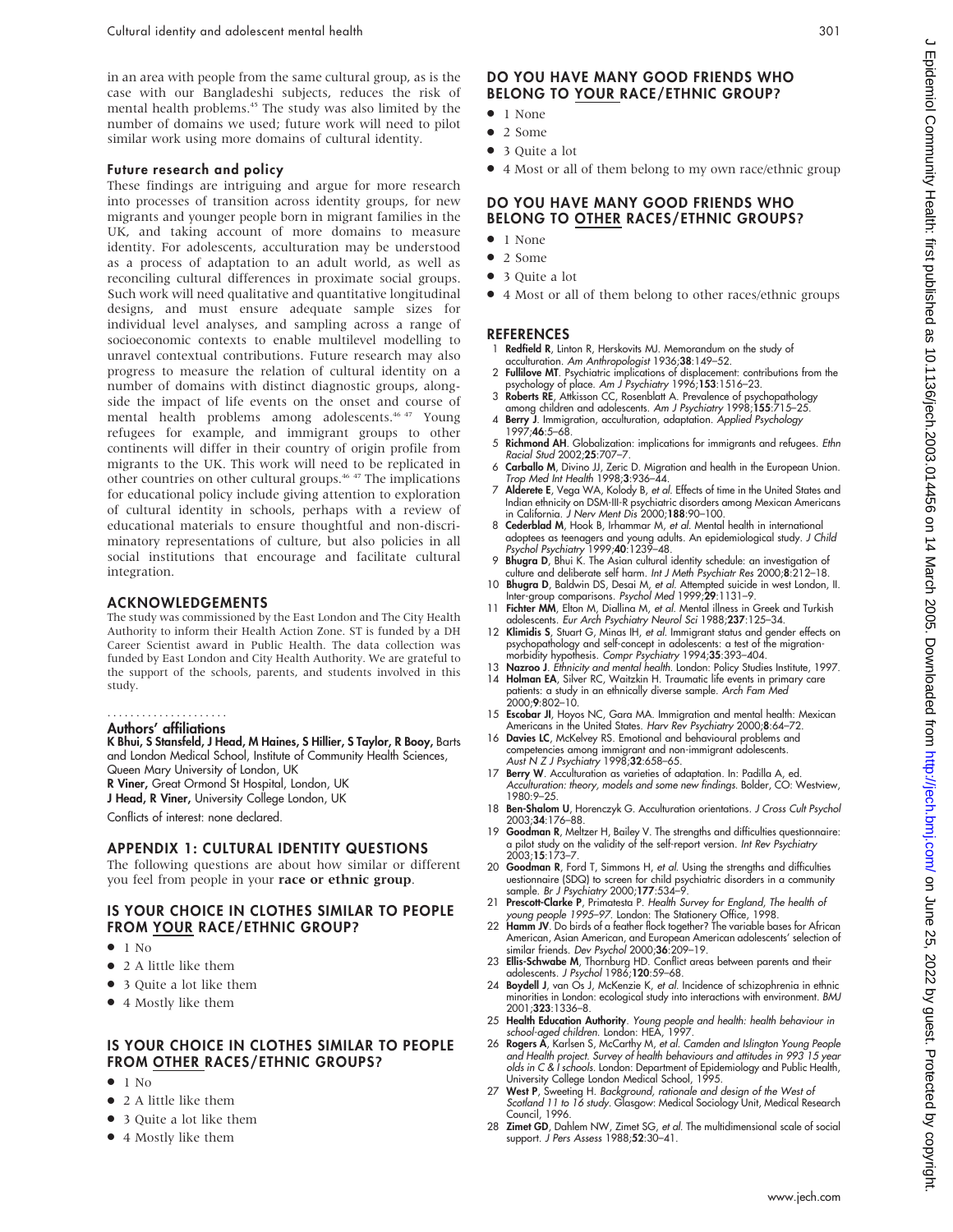in an area with people from the same cultural group, as is the case with our Bangladeshi subjects, reduces the risk of mental health problems.[45] The study was also limited by the number of domains we used; future work will need to pilot similar work using more domains of cultural identity.

### Future research and policy

These findings are intriguing and argue for more research into processes of transition across identity groups, for new migrants and younger people born in migrant families in the UK, and taking account of more domains to measure identity. For adolescents, acculturation may be understood as a process of adaptation to an adult world, as well as reconciling cultural differences in proximate social groups. Such work will need qualitative and quantitative longitudinal designs, and must ensure adequate sample sizes for individual level analyses, and sampling across a range of socioeconomic contexts to enable multilevel modelling to unravel contextual contributions. Future research may also progress to measure the relation of cultural identity on a number of domains with distinct diagnostic groups, alongside the impact of life events on the onset and course of mental health problems among adolescents.[46 47] Young refugees for example, and immigrant groups to other continents will differ in their country of origin profile from migrants to the UK. This work will need to be replicated in other countries on other cultural groups.[46 47] The implications for educational policy include giving attention to exploration of cultural identity in schools, perhaps with a review of educational materials to ensure thoughtful and non-discriminatory representations of culture, but also policies in all social institutions that encourage and facilitate cultural integration.

## ACKNOWLEDGEMENTS

The study was commissioned by the East London and The City Health Authority to inform their Health Action Zone. ST is funded by a DH Career Scientist award in Public Health. The data collection was funded by East London and City Health Authority. We are grateful to the support of the schools, parents, and students involved in this study.

### Authors' affiliations

**K Bhui, S Stansfeld, J Head, M Haines, S Hillier, S Taylor, R Booy,** Barts and London Medical School, Institute of Community Health Sciences, Queen Mary University of London, UK
**R Viner,** Great Ormond St Hospital, London, UK
**J Head, R Viner,** University College London, UK

Conflicts of interest: none declared.

## APPENDIX 1: CULTURAL IDENTITY QUESTIONS

The following questions are about how similar or different you feel from people in your **race or ethnic group**.

### IS YOUR CHOICE IN CLOTHES SIMILAR TO PEOPLE FROM YOUR RACE/ETHNIC GROUP?

- 1 No
- 2 A little like them
- 3 Quite a lot like them
- 4 Mostly like them

### IS YOUR CHOICE IN CLOTHES SIMILAR TO PEOPLE FROM OTHER RACES/ETHNIC GROUPS?

- 1 No
- 2 A little like them
- 3 Quite a lot like them
- 4 Mostly like them

### DO YOU HAVE MANY GOOD FRIENDS WHO BELONG TO YOUR RACE/ETHNIC GROUP?

- 1 None
- 2 Some
- 3 Quite a lot
- 4 Most or all of them belong to my own race/ethnic group

### DO YOU HAVE MANY GOOD FRIENDS WHO BELONG TO OTHER RACES/ETHNIC GROUPS?

- 1 None
- 2 Some
- 3 Quite a lot
- 4 Most or all of them belong to other races/ethnic groups

## REFERENCES

1. **Redfield R**, Linton R, Herskovits MJ. Memorandum on the study of acculturation. *Am Anthropologist* 1936;**38**:149–52.
2. **Fullilove MT**. Psychiatric implications of displacement: contributions from the psychology of place. *Am J Psychiatry* 1996;**153**:1516–23.
3. **Roberts RE**, Attkisson CC, Rosenblatt A. Prevalence of psychopathology among children and adolescents. *Am J Psychiatry* 1998;**155**:715–25.
4. **Berry J**. Immigration, acculturation, adaptation. *Applied Psychology* 1997;**46**:5–68.
5. **Richmond AH**. Globalization: implications for immigrants and refugees. *Ethn Racial Stud* 2002;**25**:707–7.
6. **Carballo M**, Divino JJ, Zeric D. Migration and health in the European Union. *Trop Med Int Health* 1998;**3**:936–44.
7. **Alderete E**, Vega WA, Kolody B, *et al*. Effects of time in the United States and Indian ethnicity on DSM-III-R psychiatric disorders among Mexican Americans in California. *J Nerv Ment Dis* 2000;**188**:90–100.
8. **Cederblad M**, Hook B, Irhammar M, *et al*. Mental health in international adoptees as teenagers and young adults. An epidemiological study. *J Child Psychol Psychiatry* 1999;**40**:1239–48.
9. **Bhugra D**, Bhui K. The Asian cultural identity schedule: an investigation of culture and deliberate self harm. *Int J Meth Psychiatr Res* 2000;**8**:212–18.
10. **Bhugra D**, Baldwin DS, Desai M, *et al*. Attempted suicide in west London, II. Inter-group comparisons. *Psychol Med* 1999;**29**:1131–9.
11. **Fichter MM**, Elton M, Diallina M, *et al*. Mental illness in Greek and Turkish adolescents. *Eur Arch Psychiatry Neurol Sci* 1988;**237**:125–34.
12. **Klimidis S**, Stuart G, Minas IH, *et al*. Immigrant status and gender effects on psychopathology and self-concept in adolescents: a test of the migration-morbidity hypothesis. *Compr Psychiatry* 1994;**35**:393–404.
13. **Nazroo J**. *Ethnicity and mental health*. London: Policy Studies Institute, 1997.
14. **Holman EA**, Silver RC, Waitzkin H. Traumatic life events in primary care patients: a study in an ethnically diverse sample. *Arch Fam Med* 2000;**9**:802–10.
15. **Escobar JI**, Hoyos NC, Gara MA. Immigration and mental health: Mexican Americans in the United States. *Harv Rev Psychiatry* 2000;**8**:64–72.
16. **Davies LC**, McKelvey RS. Emotional and behavioural problems and competencies among immigrant and non-immigrant adolescents. *Aust N Z J Psychiatry* 1998;**32**:658–65.
17. **Berry W**. Acculturation as varieties of adaptation. In: Padilla A, ed. *Acculturation: theory, models and some new findings*. Bolder, CO: Westview, 1980:9–25.
18. **Ben-Shalom U**, Horenczyk G. Acculturation orientations. *J Cross Cult Psychol* 2003;**34**:176–88.
19. **Goodman R**, Meltzer H, Bailey V. The strengths and difficulties questionnaire: a pilot study on the validity of the self-report version. *Int Rev Psychiatry* 2003;**15**:173–7.
20. **Goodman R**, Ford T, Simmons H, *et al*. Using the strengths and difficulties uestionnaire (SDQ) to screen for child psychiatric disorders in a community sample. *Br J Psychiatry* 2000;**177**:534–9.
21. **Prescott-Clarke P**, Primatesta P. *Health Survey for England, The health of young people 1995–97*. London: The Stationery Office, 1998.
22. **Hamm JV**. Do birds of a feather flock together? The variable bases for African American, Asian American, and European American adolescents' selection of similar friends. *Dev Psychol* 2000;**36**:209–19.
23. **Ellis-Schwabe M**, Thornburg HD. Conflict areas between parents and their adolescents. *J Psychol* 1986;**120**:59–68.
24. **Boydell J**, van Os J, McKenzie K, *et al*. Incidence of schizophrenia in ethnic minorities in London: ecological study into interactions with environment. *BMJ* 2001;**323**:1336–8.
25. **Health Education Authority**. *Young people and health: health behaviour in school-aged children*. London: HEA, 1997.
26. **Rogers A**, Karlsen S, McCarthy M, *et al*. *Camden and Islington Young People and Health project. Survey of health behaviours and attitudes in 993 15 year olds in C & I schools*. London: Department of Epidemiology and Public Health, University College London Medical School, 1995.
27. **West P**, Sweeting H. *Background, rationale and design of the West of Scotland 11 to 16 study*. Glasgow: Medical Sociology Unit, Medical Research Council, 1996.
28. **Zimet GD**, Dahlem NW, Zimet SG, *et al*. The multidimensional scale of social support. *J Pers Assess* 1988;**52**:30–41.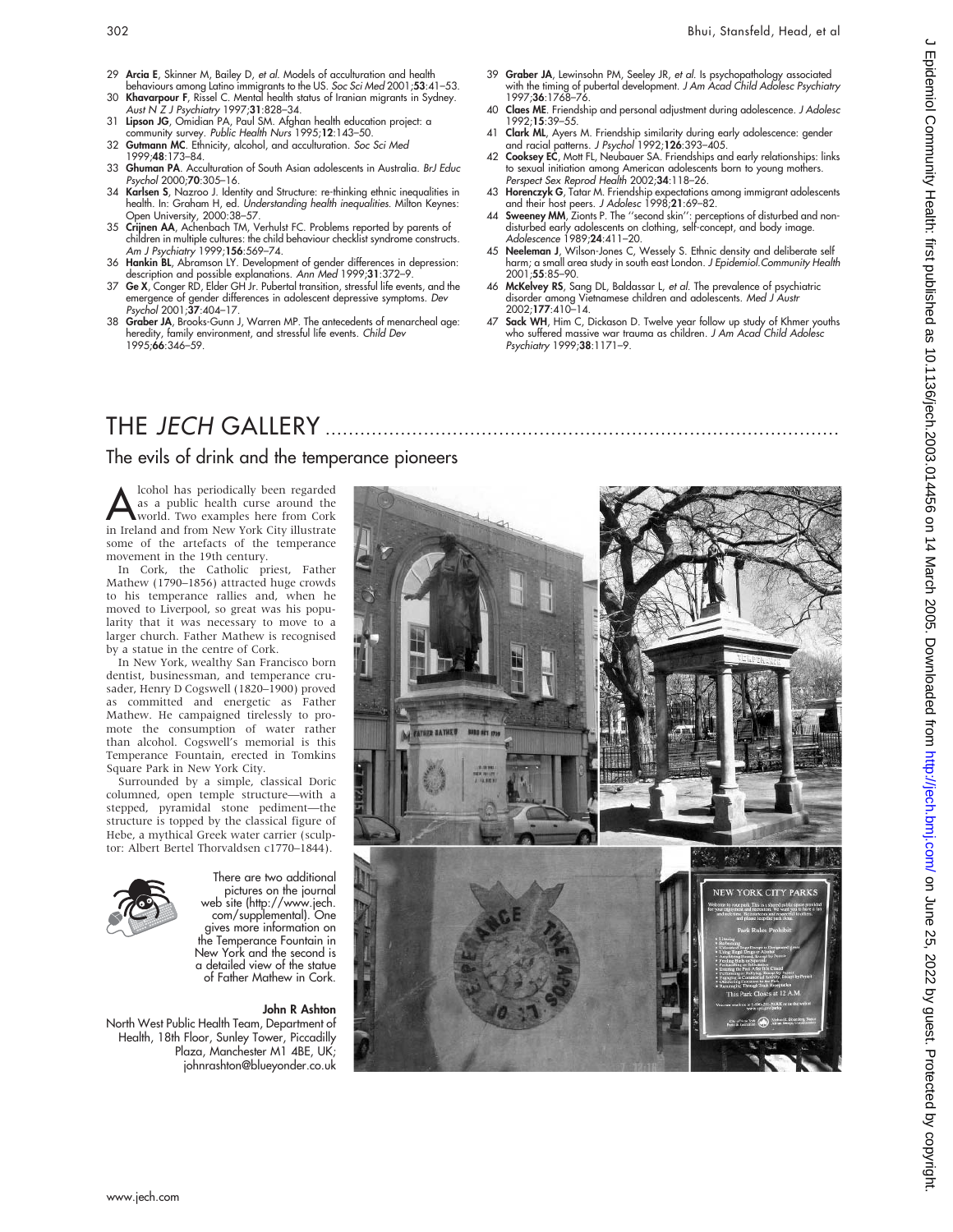29 **Arcia E**, Skinner M, Bailey D, *et al*. Models of acculturation and health behaviours among Latino immigrants to the US. *Soc Sci Med* 2001;**53**:41–53.
30 **Khavarpour F**, Rissel C. Mental health status of Iranian migrants in Sydney. *Aust N Z J Psychiatry* 1997;**31**:828–34.
31 **Lipson JG**, Omidian PA, Paul SM. Afghan health education project: a community survey. *Public Health Nurs* 1995;**12**:143–50.
32 **Gutmann MC**. Ethnicity, alcohol, and acculturation. *Soc Sci Med* 1999;**48**:173–84.
33 **Ghuman PA**. Acculturation of South Asian adolescents in Australia. *BrJ Educ Psychol* 2000;**70**:305–16.
34 **Karlsen S**, Nazroo J. Identity and Structure: re-thinking ethnic inequalities in health. In: Graham H, ed. *Understanding health inequalities*. Milton Keynes: Open University, 2000:38–57.
35 **Crijnen AA**, Achenbach TM, Verhulst FC. Problems reported by parents of children in multiple cultures: the child behaviour checklist syndrome constructs. *Am J Psychiatry* 1999;**156**:569–74.
36 **Hankin BL**, Abramson LY. Development of gender differences in depression: description and possible explanations. *Ann Med* 1999;**31**:372–9.
37 **Ge X**, Conger RD, Elder GH Jr. Pubertal transition, stressful life events, and the emergence of gender differences in adolescent depressive symptoms. *Dev Psychol* 2001;**37**:404–17.
38 **Graber JA**, Brooks-Gunn J, Warren MP. The antecedents of menarcheal age: heredity, family environment, and stressful life events. *Child Dev* 1995;**66**:346–59.
39 **Graber JA**, Lewinsohn PM, Seeley JR, *et al*. Is psychopathology associated with the timing of pubertal development. *J Am Acad Child Adolesc Psychiatry* 1997;**36**:1768–76.
40 **Claes ME**. Friendship and personal adjustment during adolescence. *J Adolesc* 1992;**15**:39–55.
41 **Clark ML**, Ayers M. Friendship similarity during early adolescence: gender and racial patterns. *J Psychol* 1992;**126**:393–405.
42 **Cooksey EC**, Mott FL, Neubauer SA. Friendships and early relationships: links to sexual initiation among American adolescents born to young mothers. *Perspect Sex Reprod Health* 2002;**34**:118–26.
43 **Horenczyk G**, Tatar M. Friendship expectations among immigrant adolescents and their host peers. *J Adolesc* 1998;**21**:69–82.
44 **Sweeney MM**, Zionts P. The "second skin": perceptions of disturbed and non-disturbed early adolescents on clothing, self-concept, and body image. *Adolescence* 1989;**24**:411–20.
45 **Neeleman J**, Wilson-Jones C, Wessely S. Ethnic density and deliberate self harm; a small area study in south east London. *J Epidemiol.Community Health* 2001;**55**:85–90.
46 **McKelvey RS**, Sang DL, Baldassar L, *et al*. The prevalence of psychiatric disorder among Vietnamese children and adolescents. *Med J Austr* 2002;**177**:410–14.
47 **Sack WH**, Him C, Dickason D. Twelve year follow up study of Khmer youths who suffered massive war trauma as children. *J Am Acad Child Adolesc Psychiatry* 1999;**38**:1171–9.

# THE *JECH* GALLERY

## The evils of drink and the temperance pioneers

Alcohol has periodically been regarded as a public health curse around the world. Two examples here from Cork in Ireland and from New York City illustrate some of the artefacts of the temperance movement in the 19th century.

In Cork, the Catholic priest, Father Mathew (1790–1856) attracted huge crowds to his temperance rallies and, when he moved to Liverpool, so great was his popularity that it was necessary to move to a larger church. Father Mathew is recognised by a statue in the centre of Cork.

In New York, wealthy San Francisco born dentist, businessman, and temperance crusader, Henry D Cogswell (1820–1900) proved as committed and energetic as Father Mathew. He campaigned tirelessly to promote the consumption of water rather than alcohol. Cogswell's memorial is this Temperance Fountain, erected in Tomkins Square Park in New York City.

Surrounded by a simple, classical Doric columned, open temple structure—with a stepped, pyramidal stone pediment—the structure is topped by the classical figure of Hebe, a mythical Greek water carrier (sculptor: Albert Bertel Thorvaldsen c1770–1844).

There are two additional pictures on the journal web site (http://www.jech.com/supplemental). One gives more information on the Temperance Fountain in New York and the second is a detailed view of the statue of Father Mathew in Cork.

**John R Ashton**
North West Public Health Team, Department of Health, 18th Floor, Sunley Tower, Piccadilly Plaza, Manchester M1 4BE, UK; johnrashton@blueyonder.co.uk